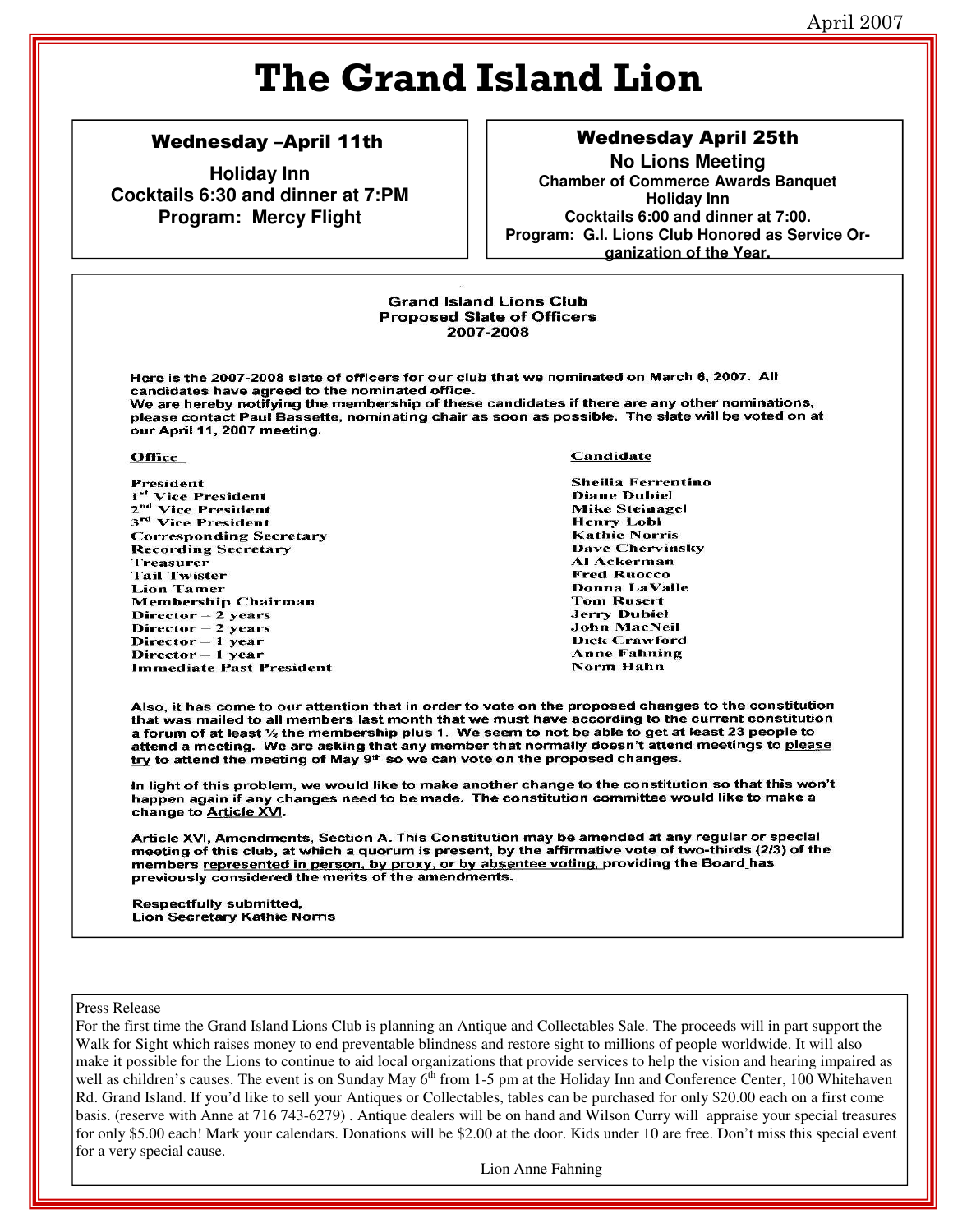April 2007

# The Grand Island Lion

### Wednesday –April 11th

**Holiday Inn**
**Cocktails 6:30 and dinner at 7:PM**
**Program: Mercy Flight**

### Wednesday April 25th

**No Lions Meeting**
**Chamber of Commerce Awards Banquet**
**Holiday Inn**
**Cocktails 6:00 and dinner at 7:00.**
**Program: G.I. Lions Club Honored as Service Organization of the Year.**

## Grand Island Lions Club Proposed Slate of Officers 2007-2008

**Here is the 2007-2008 slate of officers for our club that we nominated on March 6, 2007. All candidates have agreed to the nominated office.**
**We are hereby notifying the membership of these candidates if there are any other nominations, please contact Paul Bassette, nominating chair as soon as possible. The slate will be voted on at our April 11, 2007 meeting.**

| Office | Candidate |
|---|---|
| President | Sheilia Ferrentino |
| 1st Vice President | Diane Dubiel |
| 2nd Vice President | Mike Steinagel |
| 3rd Vice President | Henry Lobl |
| Corresponding Secretary | Kathie Norris |
| Recording Secretary | Dave Chervinsky |
| Treasurer | Al Ackerman |
| Tail Twister | Fred Ruocco |
| Lion Tamer | Donna LaValle |
| Membership Chairman | Tom Rusert |
| Director – 2 years | Jerry Dubiel |
| Director – 2 years | John MacNeil |
| Director – 1 year | Dick Crawford |
| Director – 1 year | Anne Fahning |
| Immediate Past President | Norm Hahn |

**Also, it has come to our attention that in order to vote on the proposed changes to the constitution that was mailed to all members last month that we must have according to the current constitution a forum of at least ½ the membership plus 1. We seem to not be able to get at least 23 people to attend a meeting. We are asking that any member that normally doesn't attend meetings to please try to attend the meeting of May 9th so we can vote on the proposed changes.**

**In light of this problem, we would like to make another change to the constitution so that this won't happen again if any changes need to be made. The constitution committee would like to make a change to Article XVI.**

**Article XVI, Amendments, Section A. This Constitution may be amended at any regular or special meeting of this club, at which a quorum is present, by the affirmative vote of two-thirds (2/3) of the members represented in person, by proxy, or by absentee voting, providing the Board has previously considered the merits of the amendments.**

**Respectfully submitted,**
**Lion Secretary Kathie Norris**

Press Release

For the first time the Grand Island Lions Club is planning an Antique and Collectables Sale. The proceeds will in part support the Walk for Sight which raises money to end preventable blindness and restore sight to millions of people worldwide. It will also make it possible for the Lions to continue to aid local organizations that provide services to help the vision and hearing impaired as well as children's causes. The event is on Sunday May 6th from 1-5 pm at the Holiday Inn and Conference Center, 100 Whitehaven Rd. Grand Island. If you'd like to sell your Antiques or Collectables, tables can be purchased for only $20.00 each on a first come basis. (reserve with Anne at 716 743-6279) . Antique dealers will be on hand and Wilson Curry will appraise your special treasures for only $5.00 each! Mark your calendars. Donations will be $2.00 at the door. Kids under 10 are free. Don't miss this special event for a very special cause.

Lion Anne Fahning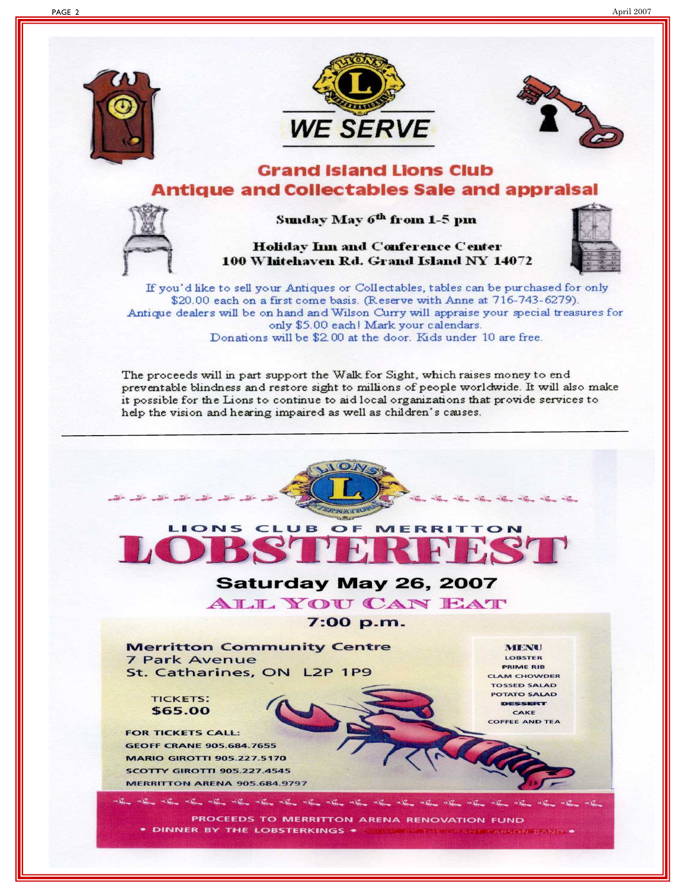WE SERVE

## Grand Island Lions Club
## Antique and Collectables Sale and appraisal

**Sunday May 6th from 1-5 pm**

**Holiday Inn and Conference Center**
**100 Whitehaven Rd. Grand Island NY 14072**

If you'd like to sell your Antiques or Collectables, tables can be purchased for only $20.00 each on a first come basis. (Reserve with Anne at 716-743-6279).
Antique dealers will be on hand and Wilson Curry will appraise your special treasures for only $5.00 each! Mark your calendars.
Donations will be $2.00 at the door. Kids under 10 are free.

The proceeds will in part support the Walk for Sight, which raises money to end preventable blindness and restore sight to millions of people worldwide. It will also make it possible for the Lions to continue to aid local organizations that provide services to help the vision and hearing impaired as well as children's causes.

---

LIONS CLUB OF MERRITTON

# LOBSTERFEST

**Saturday May 26, 2007**

**ALL YOU CAN EAT**

**7:00 p.m.**

**Merritton Community Centre**
**7 Park Avenue**
**St. Catharines, ON L2P 1P9**

TICKETS:
**$65.00**

**FOR TICKETS CALL:**
GEOFF CRANE 905.684.7655
MARIO GIROTTI 905.227.5170
SCOTTY GIROTTI 905.227.4545
MERRITTON ARENA 905.684.9797

**MENU**
LOBSTER
PRIME RIB
CLAM CHOWDER
TOSSED SALAD
POTATO SALAD
**DESSERT**
CAKE
COFFEE AND TEA

PROCEEDS TO MERRITTON ARENA RENOVATION FUND
• DINNER BY THE LOBSTERKINGS • MUSIC BY THE GRANT CARSON BAND •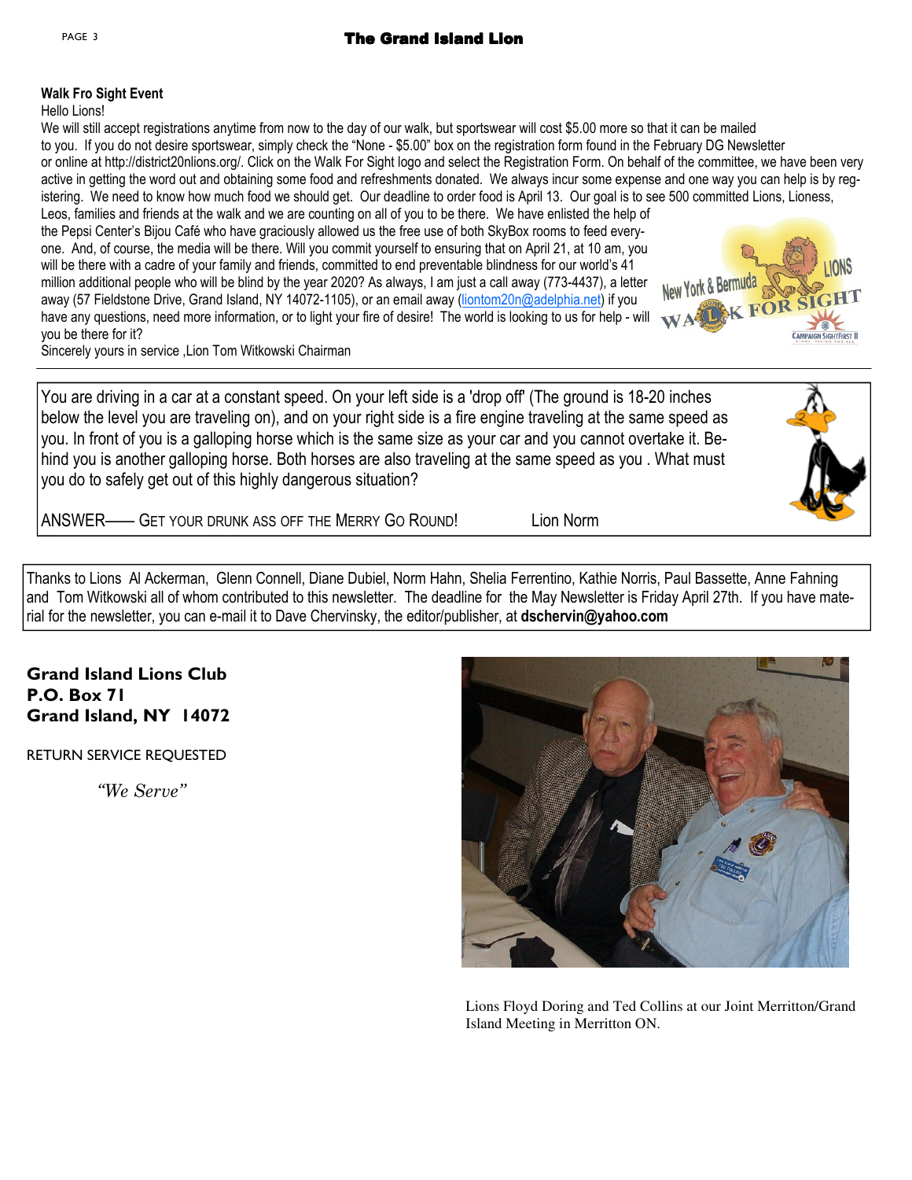**Walk Fro Sight Event**

Hello Lions!

We will still accept registrations anytime from now to the day of our walk, but sportswear will cost $5.00 more so that it can be mailed to you. If you do not desire sportswear, simply check the "None - $5.00" box on the registration form found in the February DG Newsletter or online at http://district20nlions.org/. Click on the Walk For Sight logo and select the Registration Form. On behalf of the committee, we have been very active in getting the word out and obtaining some food and refreshments donated. We always incur some expense and one way you can help is by registering. We need to know how much food we should get. Our deadline to order food is April 13. Our goal is to see 500 committed Lions, Lioness, Leos, families and friends at the walk and we are counting on all of you to be there. We have enlisted the help of the Pepsi Center's Bijou Café who have graciously allowed us the free use of both SkyBox rooms to feed everyone. And, of course, the media will be there. Will you commit yourself to ensuring that on April 21, at 10 am, you will be there with a cadre of your family and friends, committed to end preventable blindness for our world's 41 million additional people who will be blind by the year 2020? As always, I am just a call away (773-4437), a letter away (57 Fieldstone Drive, Grand Island, NY 14072-1105), or an email away (liontom20n@adelphia.net) if you have any questions, need more information, or to light your fire of desire! The world is looking to us for help - will you be there for it?

Sincerely yours in service ,Lion Tom Witkowski Chairman

---

You are driving in a car at a constant speed. On your left side is a 'drop off' (The ground is 18-20 inches below the level you are traveling on), and on your right side is a fire engine traveling at the same speed as you. In front of you is a galloping horse which is the same size as your car and you cannot overtake it. Behind you is another galloping horse. Both horses are also traveling at the same speed as you . What must you do to safely get out of this highly dangerous situation?

ANSWER—— GET YOUR DRUNK ASS OFF THE MERRY GO ROUND! Lion Norm

---

Thanks to Lions Al Ackerman, Glenn Connell, Diane Dubiel, Norm Hahn, Shelia Ferrentino, Kathie Norris, Paul Bassette, Anne Fahning and Tom Witkowski all of whom contributed to this newsletter. The deadline for the May Newsletter is Friday April 27th. If you have material for the newsletter, you can e-mail it to Dave Chervinsky, the editor/publisher, at **dschervin@yahoo.com**

**Grand Island Lions Club**
**P.O. Box 71**
**Grand Island, NY 14072**

RETURN SERVICE REQUESTED

*"We Serve"*

Lions Floyd Doring and Ted Collins at our Joint Merritton/Grand Island Meeting in Merritton ON.